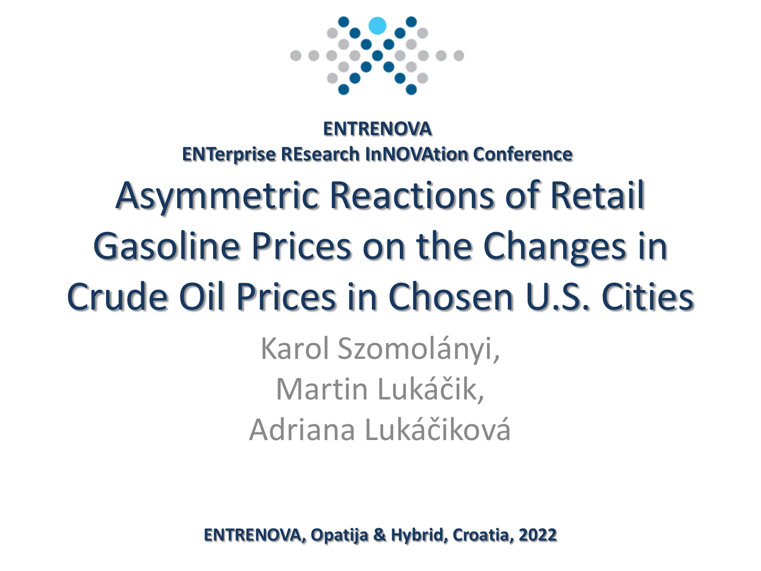**ENTRENOVA**

**ENTerprise REsearch InNOVAtion Conference**

# Asymmetric Reactions of Retail Gasoline Prices on the Changes in Crude Oil Prices in Chosen U.S. Cities

Karol Szomolányi,
Martin Lukáčik,
Adriana Lukáčiková

**ENTRENOVA, Opatija & Hybrid, Croatia, 2022**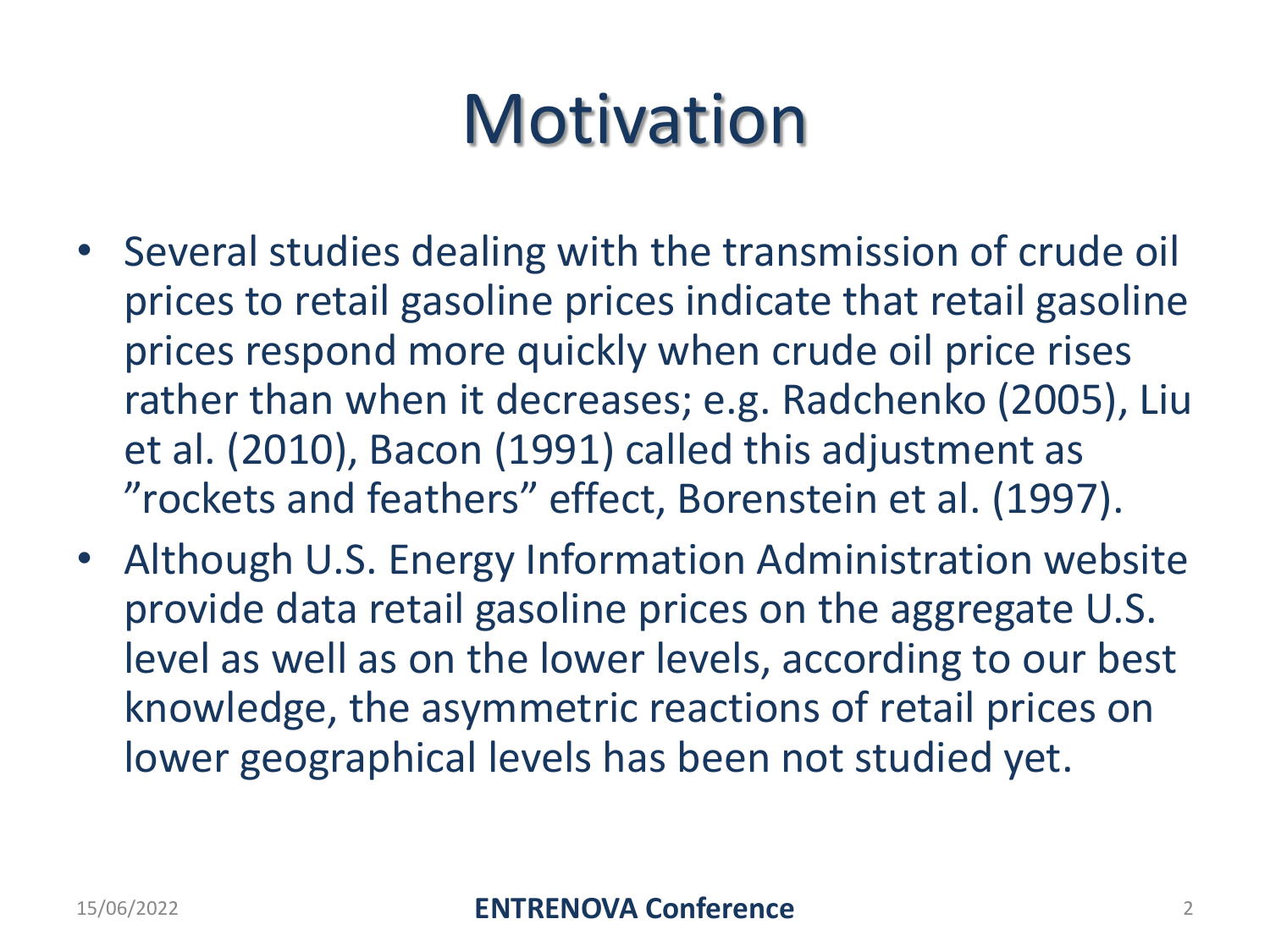# Motivation

- Several studies dealing with the transmission of crude oil prices to retail gasoline prices indicate that retail gasoline prices respond more quickly when crude oil price rises rather than when it decreases; e.g. Radchenko (2005), Liu et al. (2010), Bacon (1991) called this adjustment as ”rockets and feathers” effect, Borenstein et al. (1997).
- Although U.S. Energy Information Administration website provide data retail gasoline prices on the aggregate U.S. level as well as on the lower levels, according to our best knowledge, the asymmetric reactions of retail prices on lower geographical levels has been not studied yet.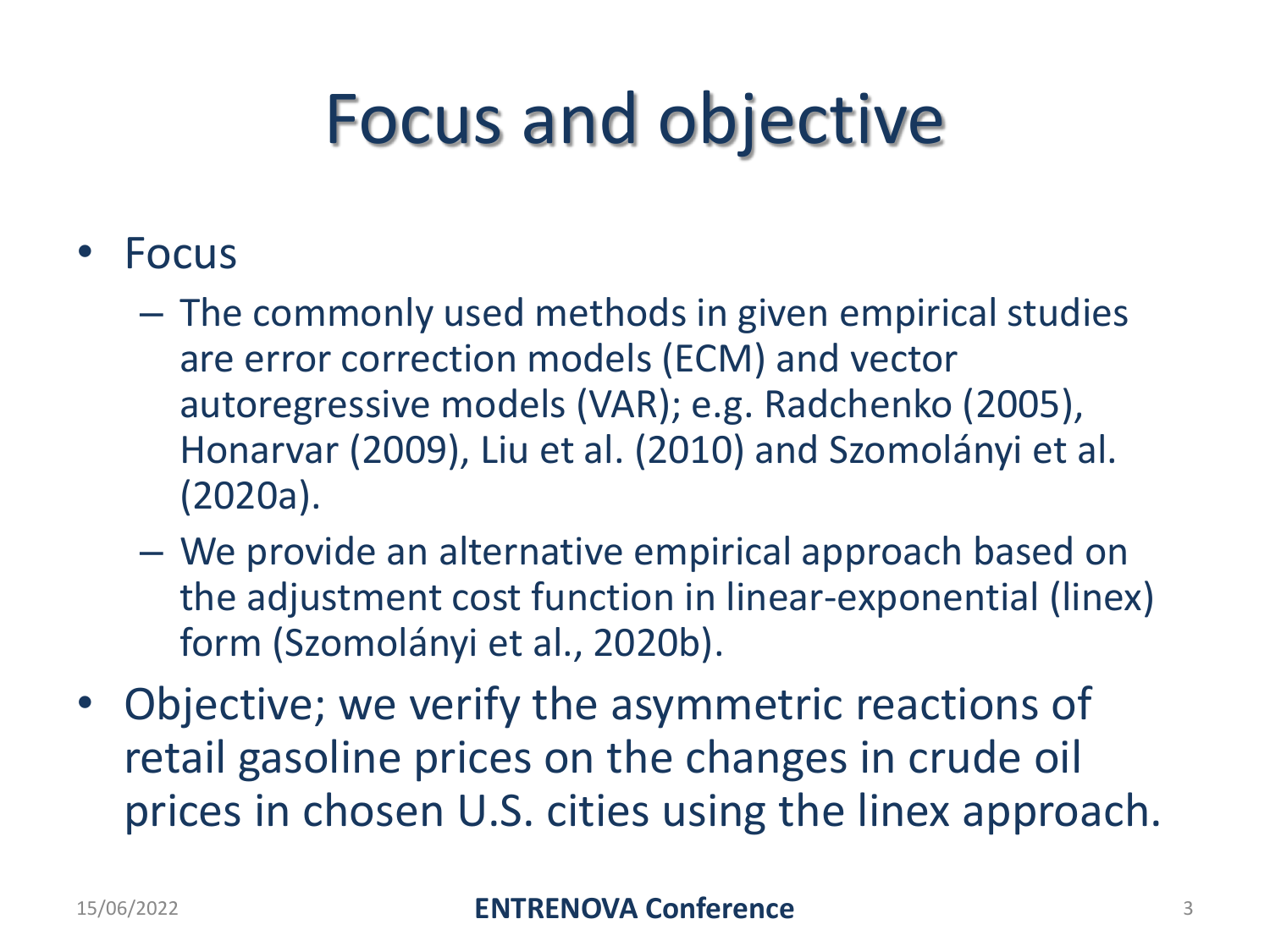# Focus and objective

- Focus
  - The commonly used methods in given empirical studies are error correction models (ECM) and vector autoregressive models (VAR); e.g. Radchenko (2005), Honarvar (2009), Liu et al. (2010) and Szomolányi et al. (2020a).
  - We provide an alternative empirical approach based on the adjustment cost function in linear-exponential (linex) form (Szomolányi et al., 2020b).
- Objective; we verify the asymmetric reactions of retail gasoline prices on the changes in crude oil prices in chosen U.S. cities using the linex approach.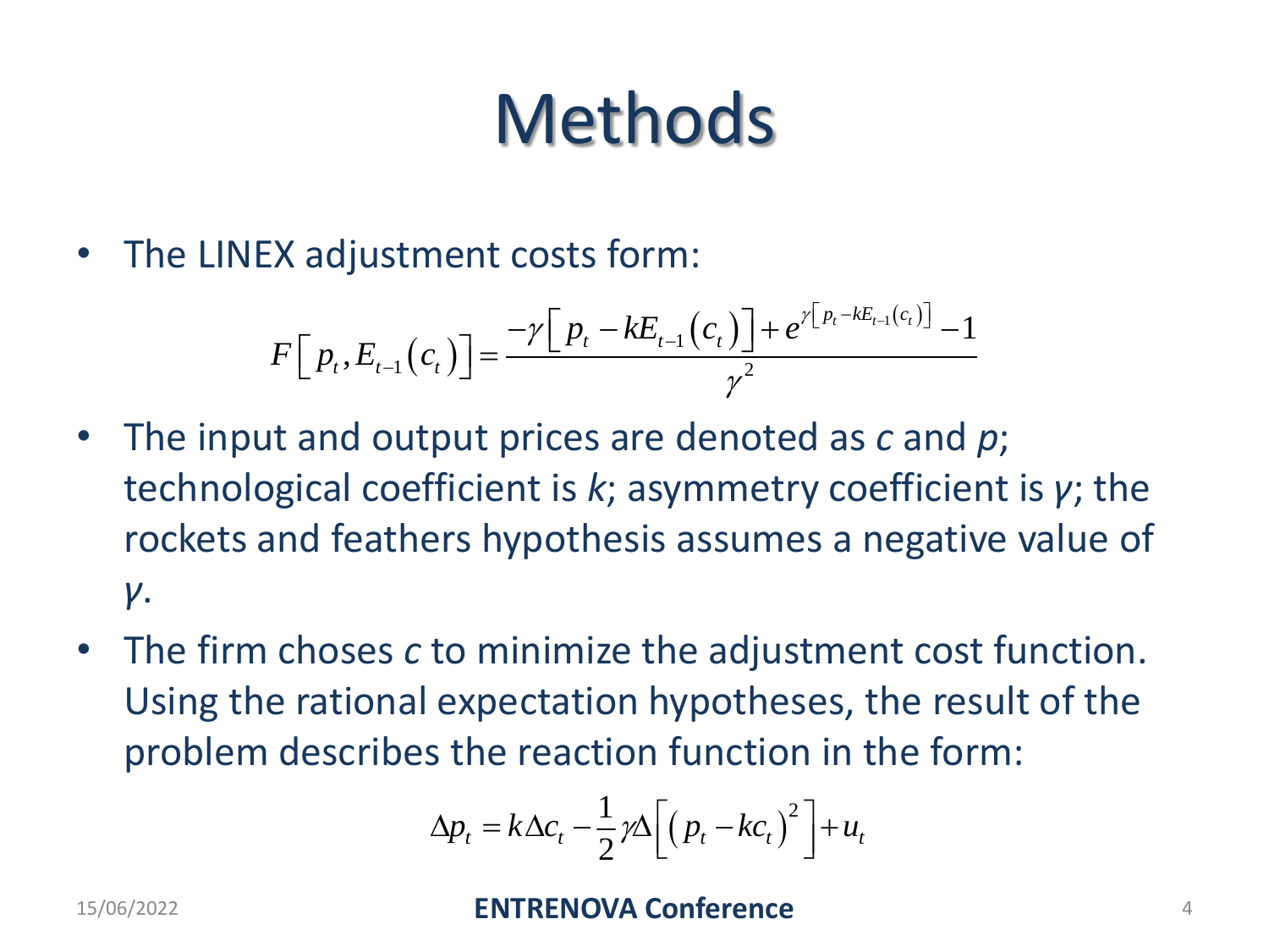# Methods

- The LINEX adjustment costs form:

$$F\left[p_t, E_{t-1}(c_t)\right] = \frac{-\gamma\left[p_t - kE_{t-1}(c_t)\right] + e^{\gamma\left[p_t - kE_{t-1}(c_t)\right]} - 1}{\gamma^2}$$

- The input and output prices are denoted as *c* and *p*; technological coefficient is *k*; asymmetry coefficient is *γ*; the rockets and feathers hypothesis assumes a negative value of *γ*.
- The firm choses *c* to minimize the adjustment cost function. Using the rational expectation hypotheses, the result of the problem describes the reaction function in the form:

$$\Delta p_t = k\Delta c_t - \frac{1}{2}\gamma\Delta\left[\left(p_t - kc_t\right)^2\right] + u_t$$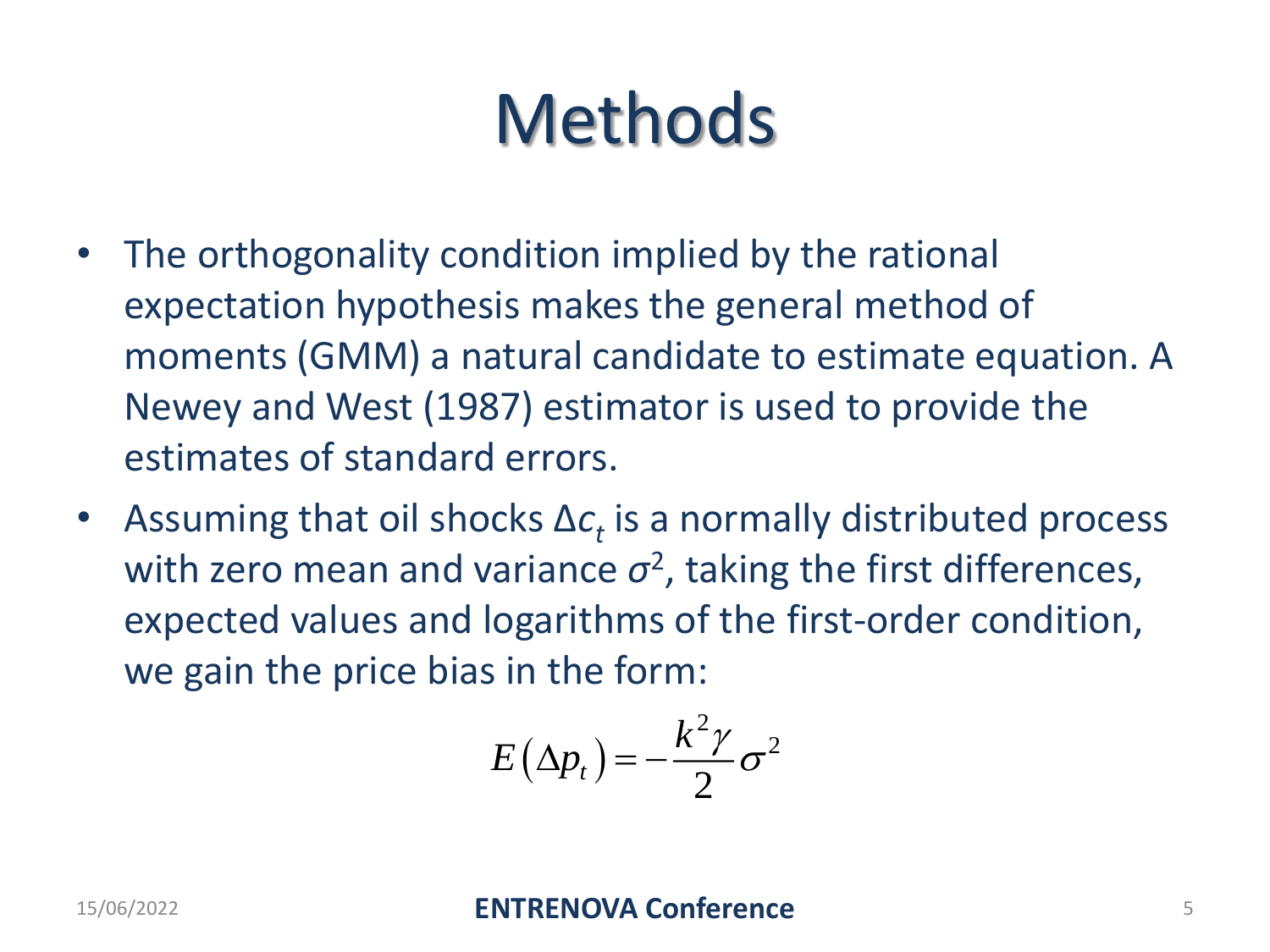# Methods

- The orthogonality condition implied by the rational expectation hypothesis makes the general method of moments (GMM) a natural candidate to estimate equation. A Newey and West (1987) estimator is used to provide the estimates of standard errors.
- Assuming that oil shocks $\Delta c_t$ is a normally distributed process with zero mean and variance $\sigma^2$, taking the first differences, expected values and logarithms of the first-order condition, we gain the price bias in the form:

$$E\left(\Delta p_t\right) = -\frac{k^2\gamma}{2}\sigma^2$$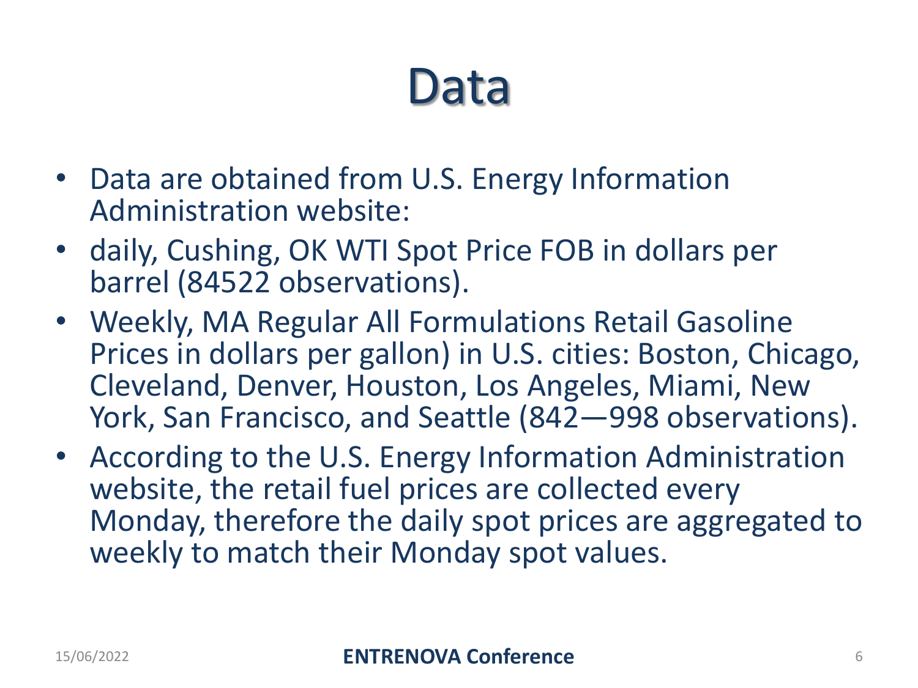# Data

- Data are obtained from U.S. Energy Information Administration website:
- daily, Cushing, OK WTI Spot Price FOB in dollars per barrel (84522 observations).
- Weekly, MA Regular All Formulations Retail Gasoline Prices in dollars per gallon) in U.S. cities: Boston, Chicago, Cleveland, Denver, Houston, Los Angeles, Miami, New York, San Francisco, and Seattle (842—998 observations).
- According to the U.S. Energy Information Administration website, the retail fuel prices are collected every Monday, therefore the daily spot prices are aggregated to weekly to match their Monday spot values.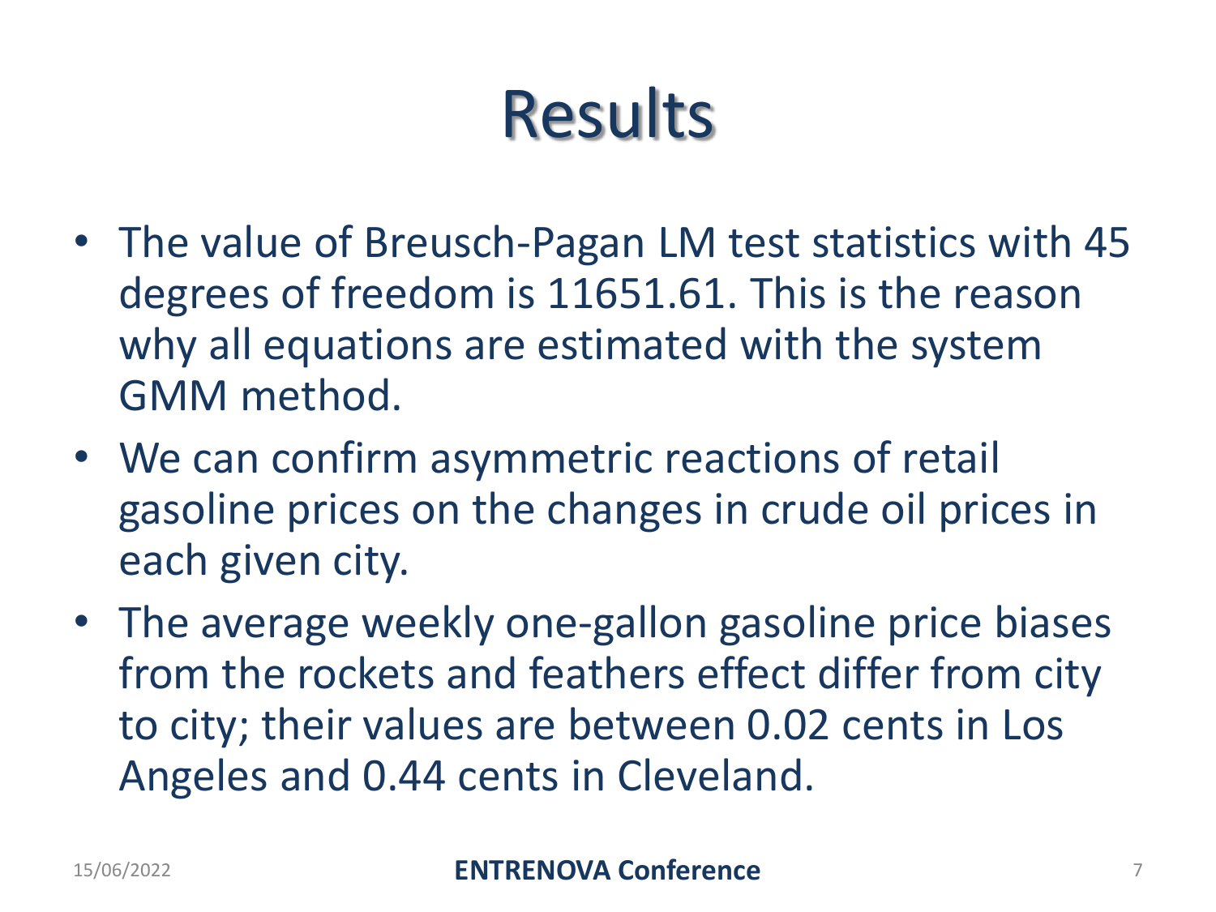# Results

- The value of Breusch-Pagan LM test statistics with 45 degrees of freedom is 11651.61. This is the reason why all equations are estimated with the system GMM method.
- We can confirm asymmetric reactions of retail gasoline prices on the changes in crude oil prices in each given city.
- The average weekly one-gallon gasoline price biases from the rockets and feathers effect differ from city to city; their values are between 0.02 cents in Los Angeles and 0.44 cents in Cleveland.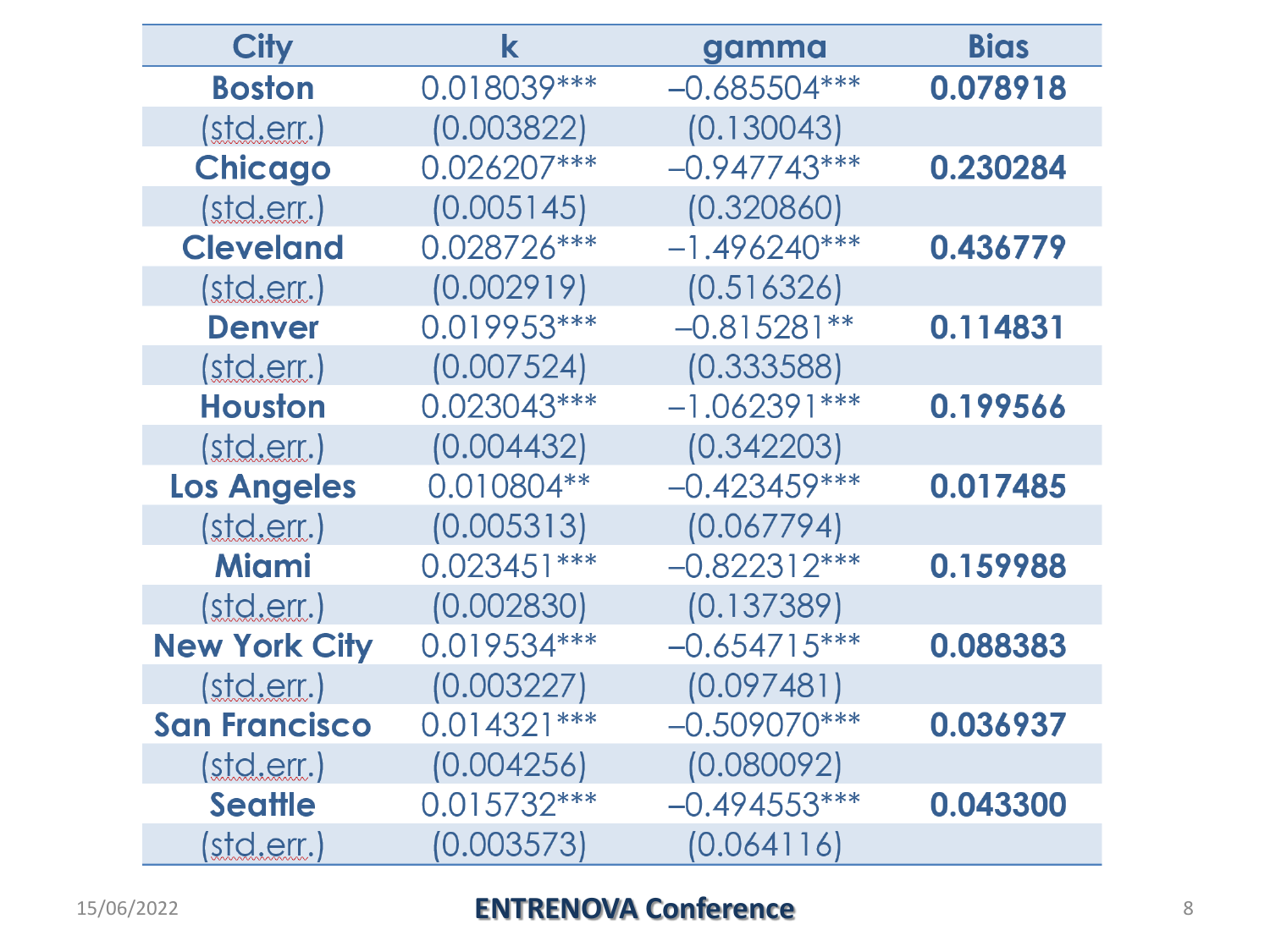| City | k | gamma | Bias |
|---|---|---|---|
| **Boston** | 0.018039*** | –0.685504*** | **0.078918** |
| (std.err.) | (0.003822) | (0.130043) | |
| **Chicago** | 0.026207*** | –0.947743*** | **0.230284** |
| (std.err.) | (0.005145) | (0.320860) | |
| **Cleveland** | 0.028726*** | –1.496240*** | **0.436779** |
| (std.err.) | (0.002919) | (0.516326) | |
| **Denver** | 0.019953*** | –0.815281** | **0.114831** |
| (std.err.) | (0.007524) | (0.333588) | |
| **Houston** | 0.023043*** | –1.062391*** | **0.199566** |
| (std.err.) | (0.004432) | (0.342203) | |
| **Los Angeles** | 0.010804** | –0.423459*** | **0.017485** |
| (std.err.) | (0.005313) | (0.067794) | |
| **Miami** | 0.023451*** | –0.822312*** | **0.159988** |
| (std.err.) | (0.002830) | (0.137389) | |
| **New York City** | 0.019534*** | –0.654715*** | **0.088383** |
| (std.err.) | (0.003227) | (0.097481) | |
| **San Francisco** | 0.014321*** | –0.509070*** | **0.036937** |
| (std.err.) | (0.004256) | (0.080092) | |
| **Seattle** | 0.015732*** | –0.494553*** | **0.043300** |
| (std.err.) | (0.003573) | (0.064116) | |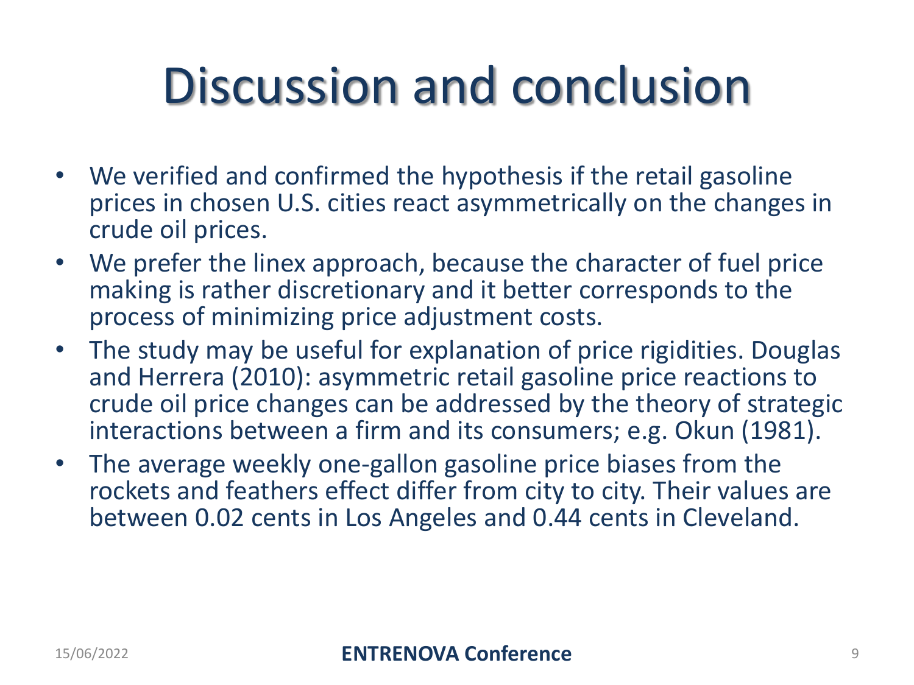# Discussion and conclusion

- We verified and confirmed the hypothesis if the retail gasoline prices in chosen U.S. cities react asymmetrically on the changes in crude oil prices.
- We prefer the linex approach, because the character of fuel price making is rather discretionary and it better corresponds to the process of minimizing price adjustment costs.
- The study may be useful for explanation of price rigidities. Douglas and Herrera (2010): asymmetric retail gasoline price reactions to crude oil price changes can be addressed by the theory of strategic interactions between a firm and its consumers; e.g. Okun (1981).
- The average weekly one-gallon gasoline price biases from the rockets and feathers effect differ from city to city. Their values are between 0.02 cents in Los Angeles and 0.44 cents in Cleveland.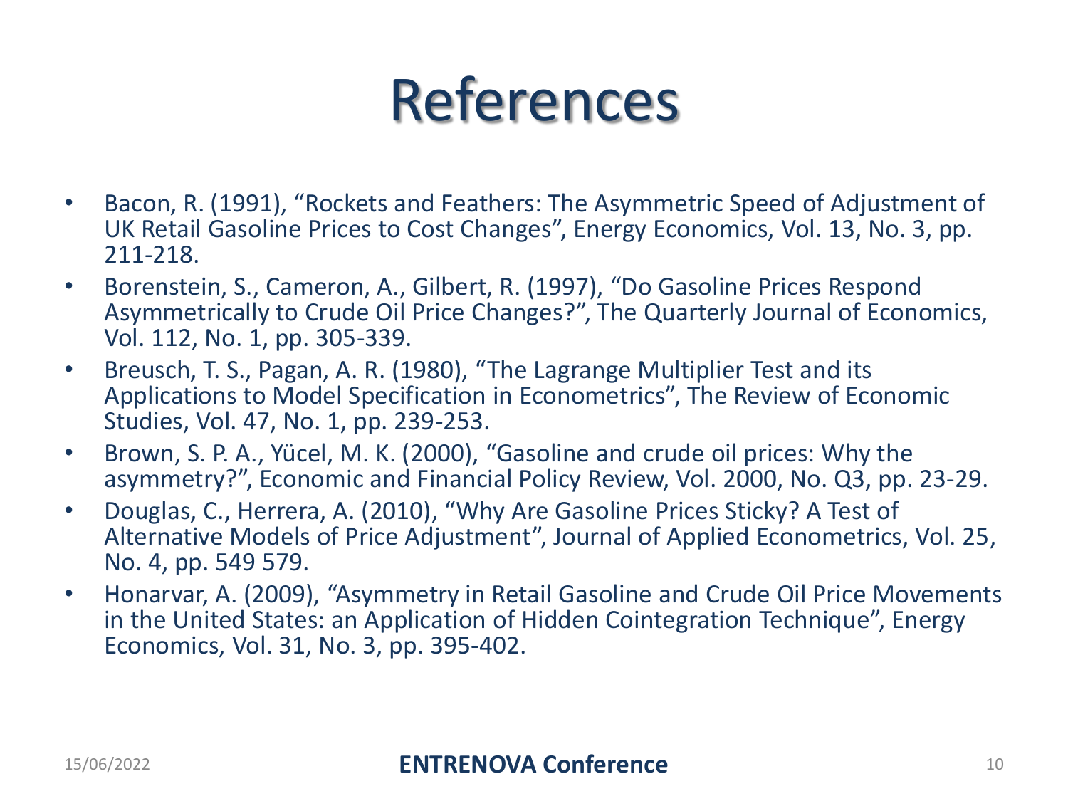# References

- Bacon, R. (1991), "Rockets and Feathers: The Asymmetric Speed of Adjustment of UK Retail Gasoline Prices to Cost Changes", Energy Economics, Vol. 13, No. 3, pp. 211-218.
- Borenstein, S., Cameron, A., Gilbert, R. (1997), "Do Gasoline Prices Respond Asymmetrically to Crude Oil Price Changes?", The Quarterly Journal of Economics, Vol. 112, No. 1, pp. 305-339.
- Breusch, T. S., Pagan, A. R. (1980), "The Lagrange Multiplier Test and its Applications to Model Specification in Econometrics", The Review of Economic Studies, Vol. 47, No. 1, pp. 239-253.
- Brown, S. P. A., Yücel, M. K. (2000), "Gasoline and crude oil prices: Why the asymmetry?", Economic and Financial Policy Review, Vol. 2000, No. Q3, pp. 23-29.
- Douglas, C., Herrera, A. (2010), "Why Are Gasoline Prices Sticky? A Test of Alternative Models of Price Adjustment", Journal of Applied Econometrics, Vol. 25, No. 4, pp. 549 579.
- Honarvar, A. (2009), "Asymmetry in Retail Gasoline and Crude Oil Price Movements in the United States: an Application of Hidden Cointegration Technique", Energy Economics, Vol. 31, No. 3, pp. 395-402.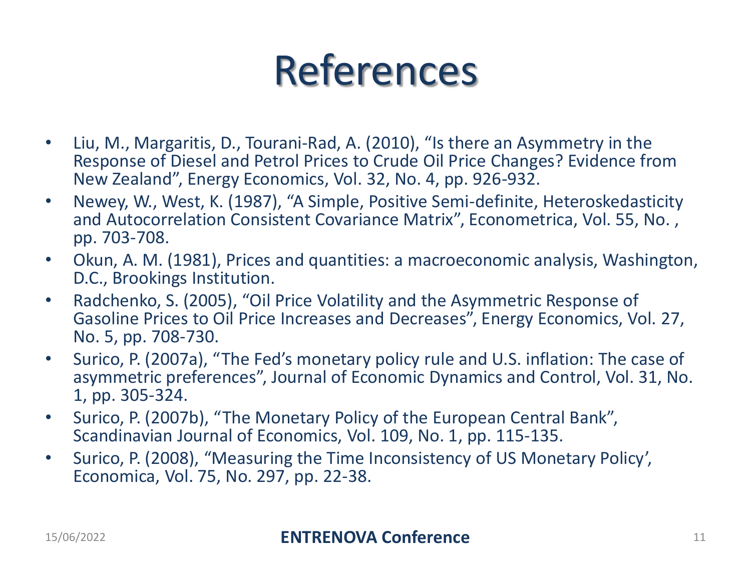# References

- Liu, M., Margaritis, D., Tourani-Rad, A. (2010), "Is there an Asymmetry in the Response of Diesel and Petrol Prices to Crude Oil Price Changes? Evidence from New Zealand", Energy Economics, Vol. 32, No. 4, pp. 926-932.
- Newey, W., West, K. (1987), "A Simple, Positive Semi-definite, Heteroskedasticity and Autocorrelation Consistent Covariance Matrix", Econometrica, Vol. 55, No. , pp. 703-708.
- Okun, A. M. (1981), Prices and quantities: a macroeconomic analysis, Washington, D.C., Brookings Institution.
- Radchenko, S. (2005), "Oil Price Volatility and the Asymmetric Response of Gasoline Prices to Oil Price Increases and Decreases", Energy Economics, Vol. 27, No. 5, pp. 708-730.
- Surico, P. (2007a), "The Fed's monetary policy rule and U.S. inflation: The case of asymmetric preferences", Journal of Economic Dynamics and Control, Vol. 31, No. 1, pp. 305-324.
- Surico, P. (2007b), "The Monetary Policy of the European Central Bank", Scandinavian Journal of Economics, Vol. 109, No. 1, pp. 115-135.
- Surico, P. (2008), "Measuring the Time Inconsistency of US Monetary Policy', Economica, Vol. 75, No. 297, pp. 22-38.